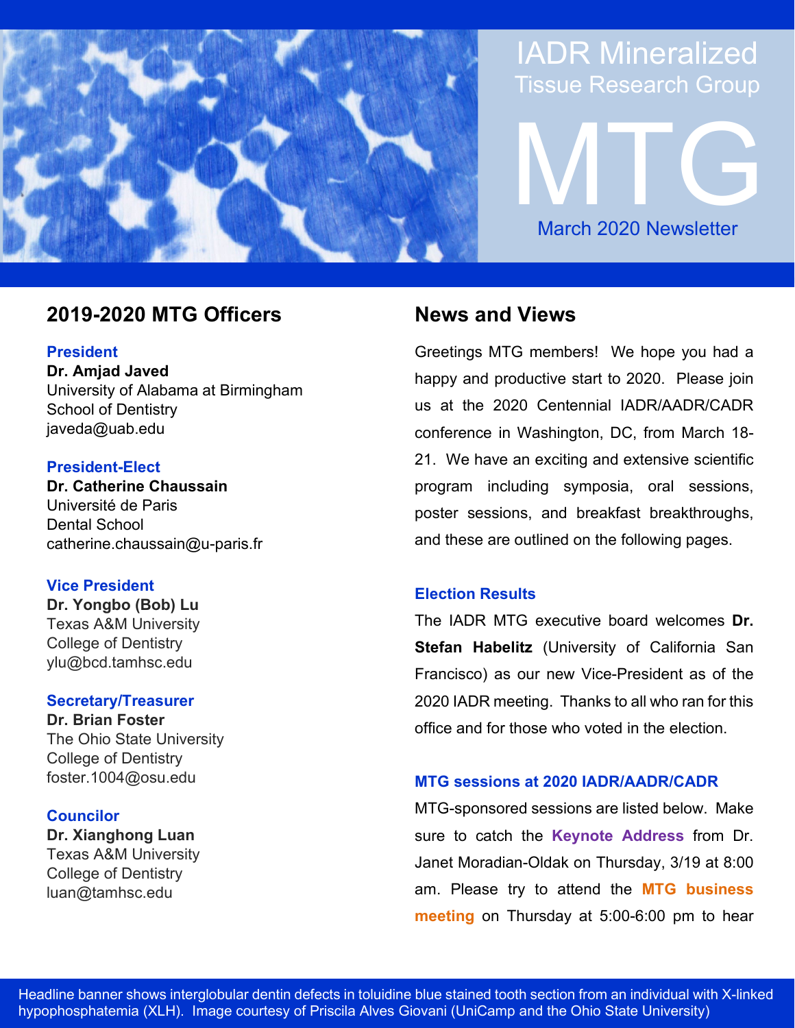# IADR Mineralized Tissue Research Group

# MTG

March 2020 Newsletter

## 2019-2020 MTG Officers

**President**
**Dr. Amjad Javed**
University of Alabama at Birmingham
School of Dentistry
javeda@uab.edu

**President-Elect**
**Dr. Catherine Chaussain**
Université de Paris
Dental School
catherine.chaussain@u-paris.fr

**Vice President**
**Dr. Yongbo (Bob) Lu**
Texas A&M University
College of Dentistry
ylu@bcd.tamhsc.edu

**Secretary/Treasurer**
**Dr. Brian Foster**
The Ohio State University
College of Dentistry
foster.1004@osu.edu

**Councilor**
**Dr. Xianghong Luan**
Texas A&M University
College of Dentistry
luan@tamhsc.edu

## News and Views

Greetings MTG members! We hope you had a happy and productive start to 2020. Please join us at the 2020 Centennial IADR/AADR/CADR conference in Washington, DC, from March 18-21. We have an exciting and extensive scientific program including symposia, oral sessions, poster sessions, and breakfast breakthroughs, and these are outlined on the following pages.

### Election Results

The IADR MTG executive board welcomes **Dr. Stefan Habelitz** (University of California San Francisco) as our new Vice-President as of the 2020 IADR meeting. Thanks to all who ran for this office and for those who voted in the election.

### MTG sessions at 2020 IADR/AADR/CADR

MTG-sponsored sessions are listed below. Make sure to catch the **Keynote Address** from Dr. Janet Moradian-Oldak on Thursday, 3/19 at 8:00 am. Please try to attend the **MTG business meeting** on Thursday at 5:00-6:00 pm to hear

Headline banner shows interglobular dentin defects in toluidine blue stained tooth section from an individual with X-linked hypophosphatemia (XLH). Image courtesy of Priscila Alves Giovani (UniCamp and the Ohio State University)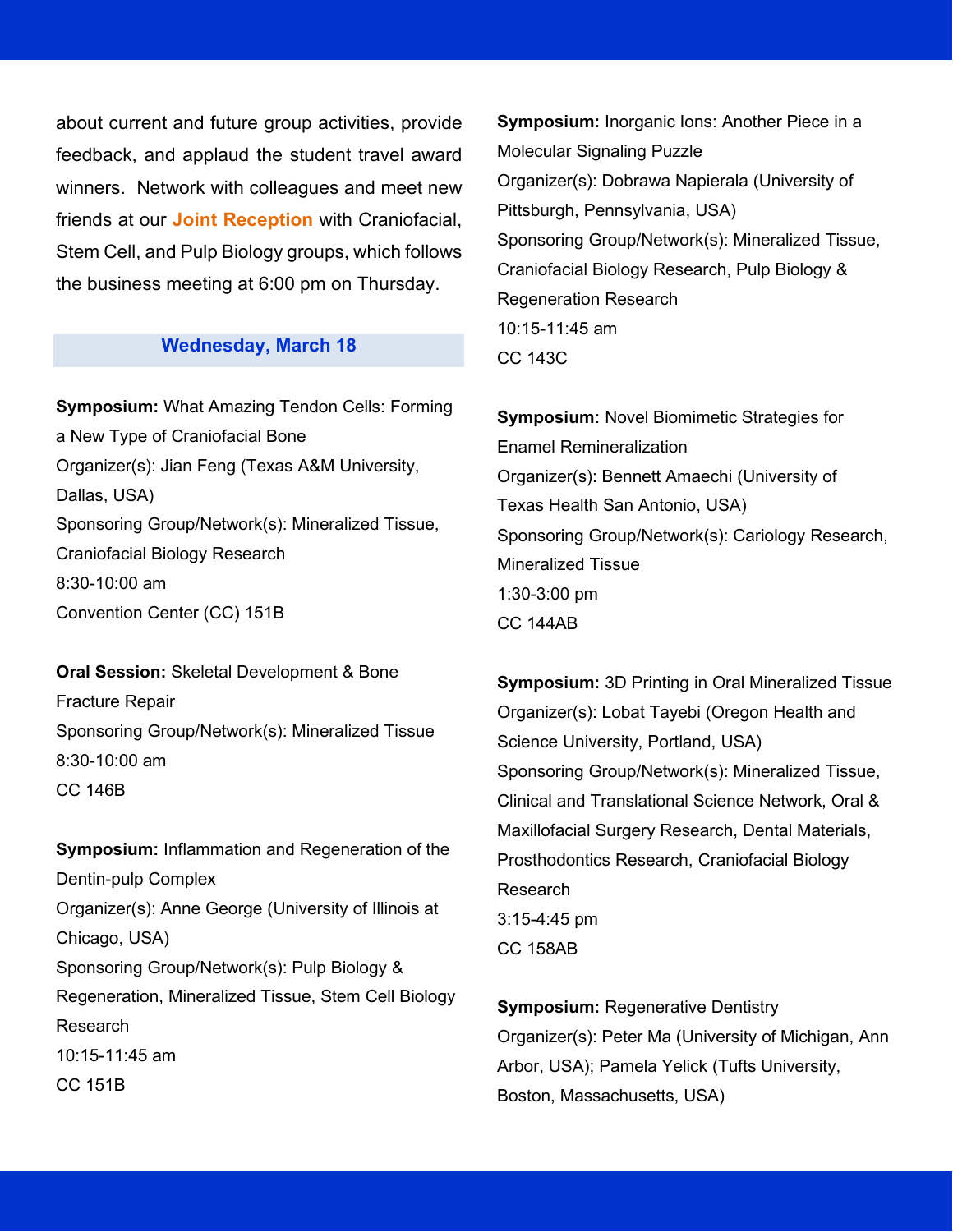about current and future group activities, provide feedback, and applaud the student travel award winners. Network with colleagues and meet new friends at our **Joint Reception** with Craniofacial, Stem Cell, and Pulp Biology groups, which follows the business meeting at 6:00 pm on Thursday.

## Wednesday, March 18

**Symposium:** What Amazing Tendon Cells: Forming a New Type of Craniofacial Bone
Organizer(s): Jian Feng (Texas A&M University, Dallas, USA)
Sponsoring Group/Network(s): Mineralized Tissue, Craniofacial Biology Research
8:30-10:00 am
Convention Center (CC) 151B

**Oral Session:** Skeletal Development & Bone Fracture Repair
Sponsoring Group/Network(s): Mineralized Tissue
8:30-10:00 am
CC 146B

**Symposium:** Inflammation and Regeneration of the Dentin-pulp Complex
Organizer(s): Anne George (University of Illinois at Chicago, USA)
Sponsoring Group/Network(s): Pulp Biology & Regeneration, Mineralized Tissue, Stem Cell Biology Research
10:15-11:45 am
CC 151B

**Symposium:** Inorganic Ions: Another Piece in a Molecular Signaling Puzzle
Organizer(s): Dobrawa Napierala (University of Pittsburgh, Pennsylvania, USA)
Sponsoring Group/Network(s): Mineralized Tissue, Craniofacial Biology Research, Pulp Biology & Regeneration Research
10:15-11:45 am
CC 143C

**Symposium:** Novel Biomimetic Strategies for Enamel Remineralization
Organizer(s): Bennett Amaechi (University of Texas Health San Antonio, USA)
Sponsoring Group/Network(s): Cariology Research, Mineralized Tissue
1:30-3:00 pm
CC 144AB

**Symposium:** 3D Printing in Oral Mineralized Tissue
Organizer(s): Lobat Tayebi (Oregon Health and Science University, Portland, USA)
Sponsoring Group/Network(s): Mineralized Tissue, Clinical and Translational Science Network, Oral & Maxillofacial Surgery Research, Dental Materials, Prosthodontics Research, Craniofacial Biology Research
3:15-4:45 pm
CC 158AB

**Symposium:** Regenerative Dentistry
Organizer(s): Peter Ma (University of Michigan, Ann Arbor, USA); Pamela Yelick (Tufts University, Boston, Massachusetts, USA)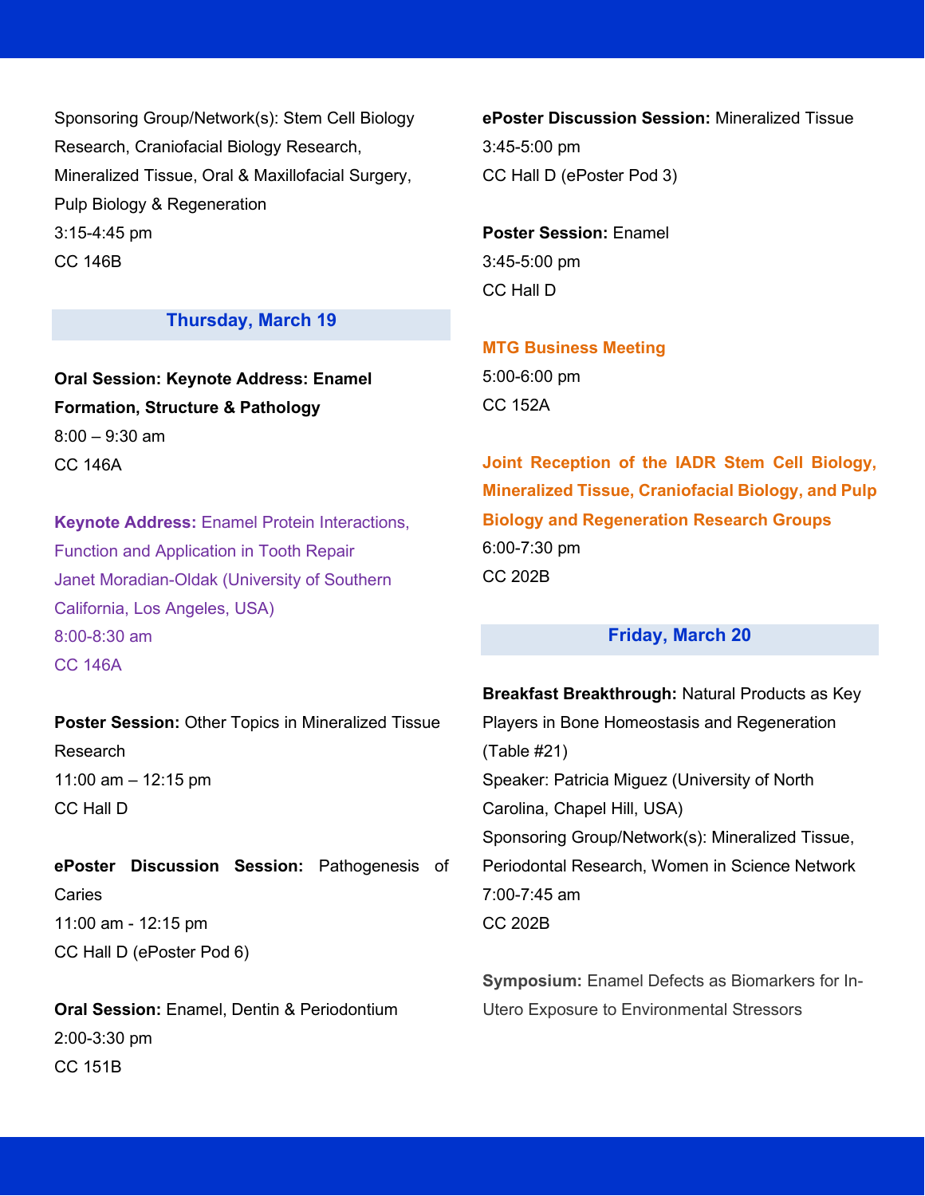Sponsoring Group/Network(s): Stem Cell Biology Research, Craniofacial Biology Research, Mineralized Tissue, Oral & Maxillofacial Surgery, Pulp Biology & Regeneration
3:15-4:45 pm
CC 146B

## Thursday, March 19

**Oral Session: Keynote Address: Enamel Formation, Structure & Pathology**
8:00 – 9:30 am
CC 146A

**Keynote Address:** Enamel Protein Interactions, Function and Application in Tooth Repair
Janet Moradian-Oldak (University of Southern California, Los Angeles, USA)
8:00-8:30 am
CC 146A

**Poster Session:** Other Topics in Mineralized Tissue Research
11:00 am – 12:15 pm
CC Hall D

**ePoster Discussion Session:** Pathogenesis of Caries
11:00 am - 12:15 pm
CC Hall D (ePoster Pod 6)

**Oral Session:** Enamel, Dentin & Periodontium
2:00-3:30 pm
CC 151B

**ePoster Discussion Session:** Mineralized Tissue
3:45-5:00 pm
CC Hall D (ePoster Pod 3)

**Poster Session:** Enamel
3:45-5:00 pm
CC Hall D

**MTG Business Meeting**
5:00-6:00 pm
CC 152A

**Joint Reception of the IADR Stem Cell Biology, Mineralized Tissue, Craniofacial Biology, and Pulp Biology and Regeneration Research Groups**
6:00-7:30 pm
CC 202B

## Friday, March 20

**Breakfast Breakthrough:** Natural Products as Key Players in Bone Homeostasis and Regeneration (Table #21)
Speaker: Patricia Miguez (University of North Carolina, Chapel Hill, USA)
Sponsoring Group/Network(s): Mineralized Tissue, Periodontal Research, Women in Science Network
7:00-7:45 am
CC 202B

**Symposium:** Enamel Defects as Biomarkers for In-Utero Exposure to Environmental Stressors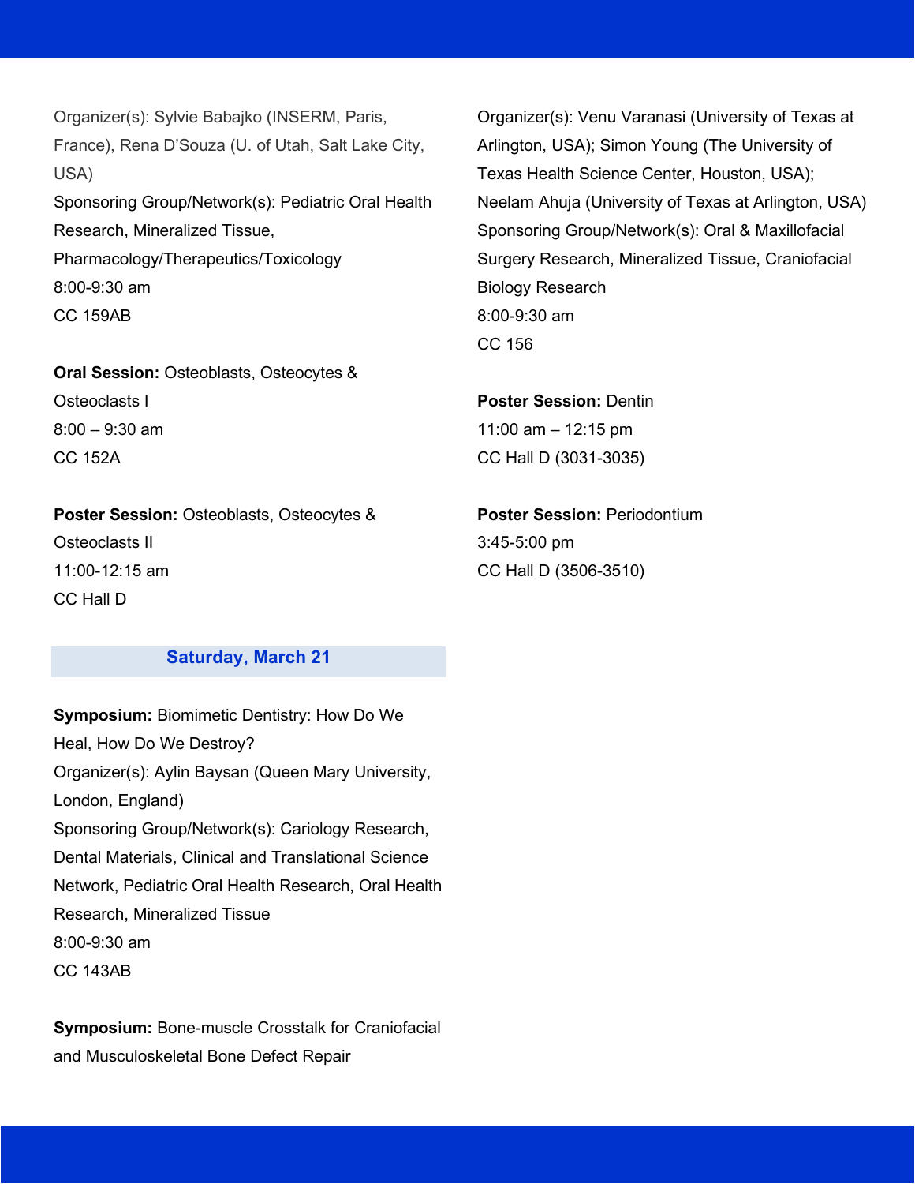Organizer(s): Sylvie Babajko (INSERM, Paris, France), Rena D'Souza (U. of Utah, Salt Lake City, USA)
Sponsoring Group/Network(s): Pediatric Oral Health Research, Mineralized Tissue, Pharmacology/Therapeutics/Toxicology
8:00-9:30 am
CC 159AB

**Oral Session:** Osteoblasts, Osteocytes & Osteoclasts I
8:00 – 9:30 am
CC 152A

**Poster Session:** Osteoblasts, Osteocytes & Osteoclasts II
11:00-12:15 am
CC Hall D

## Saturday, March 21

**Symposium:** Biomimetic Dentistry: How Do We Heal, How Do We Destroy?
Organizer(s): Aylin Baysan (Queen Mary University, London, England)
Sponsoring Group/Network(s): Cariology Research, Dental Materials, Clinical and Translational Science Network, Pediatric Oral Health Research, Oral Health Research, Mineralized Tissue
8:00-9:30 am
CC 143AB

**Symposium:** Bone-muscle Crosstalk for Craniofacial and Musculoskeletal Bone Defect Repair
Organizer(s): Venu Varanasi (University of Texas at Arlington, USA); Simon Young (The University of Texas Health Science Center, Houston, USA); Neelam Ahuja (University of Texas at Arlington, USA)
Sponsoring Group/Network(s): Oral & Maxillofacial Surgery Research, Mineralized Tissue, Craniofacial Biology Research
8:00-9:30 am
CC 156

**Poster Session:** Dentin
11:00 am – 12:15 pm
CC Hall D (3031-3035)

**Poster Session:** Periodontium
3:45-5:00 pm
CC Hall D (3506-3510)